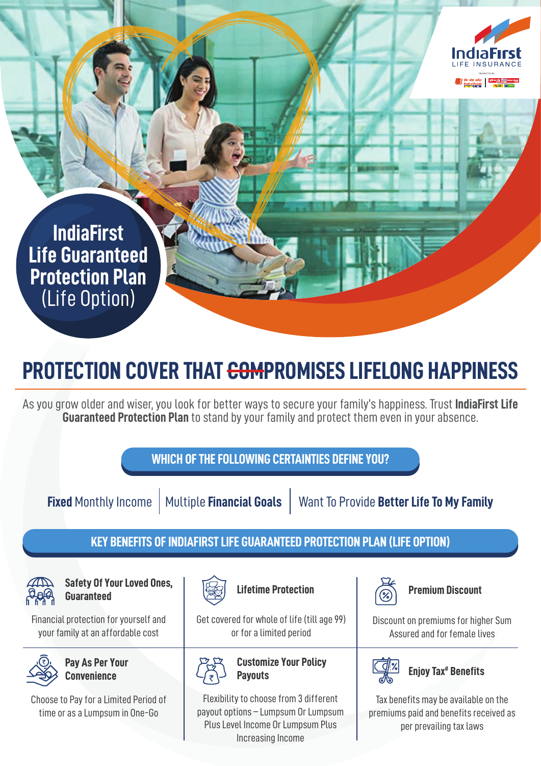IndiaFirst LIFE INSURANCE

# IndiaFirst Life Guaranteed Protection Plan (Life Option)

## PROTECTION COVER THAT ~~COM~~PROMISES LIFELONG HAPPINESS

As you grow older and wiser, you look for better ways to secure your family's happiness. Trust **IndiaFirst Life Guaranteed Protection Plan** to stand by your family and protect them even in your absence.

### WHICH OF THE FOLLOWING CERTAINTIES DEFINE YOU?

**Fixed** Monthly Income | Multiple **Financial Goals** | Want To Provide **Better Life To My Family**

### KEY BENEFITS OF INDIAFIRST LIFE GUARANTEED PROTECTION PLAN (LIFE OPTION)

**Safety Of Your Loved Ones, Guaranteed**

Financial protection for yourself and your family at an affordable cost

**Lifetime Protection**

Get covered for whole of life (till age 99) or for a limited period

**Premium Discount**

Discount on premiums for higher Sum Assured and for female lives

**Pay As Per Your Convenience**

Choose to Pay for a Limited Period of time or as a Lumpsum in One-Go

**Customize Your Policy Payouts**

Flexibility to choose from 3 different payout options – Lumpsum Or Lumpsum Plus Level Income Or Lumpsum Plus Increasing Income

**Enjoy Tax# Benefits**

Tax benefits may be available on the premiums paid and benefits received as per prevailing tax laws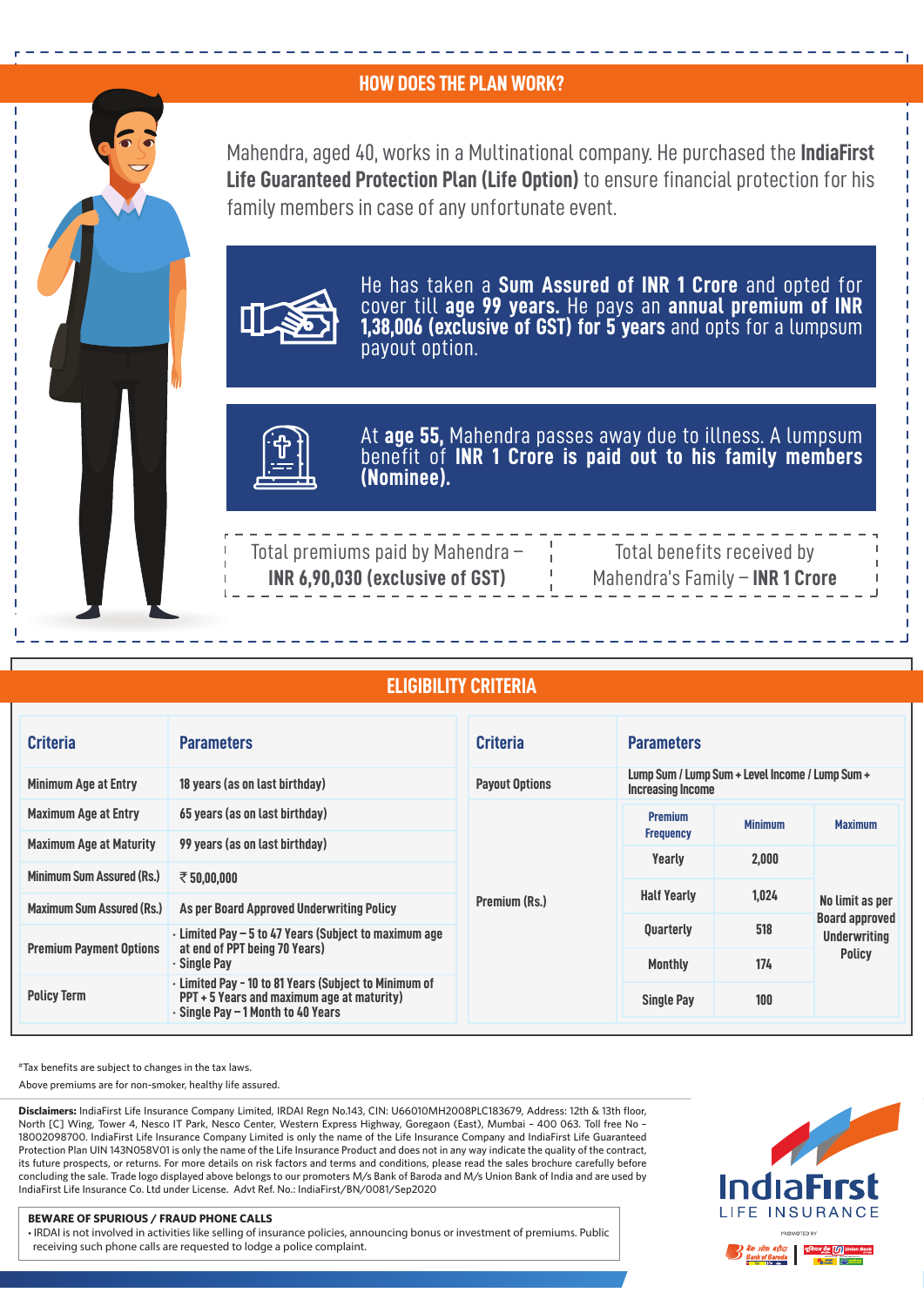## HOW DOES THE PLAN WORK?

Mahendra, aged 40, works in a Multinational company. He purchased the **IndiaFirst Life Guaranteed Protection Plan (Life Option)** to ensure financial protection for his family members in case of any unfortunate event.

He has taken a **Sum Assured of INR 1 Crore** and opted for cover till **age 99 years.** He pays an **annual premium of INR 1,38,006 (exclusive of GST) for 5 years** and opts for a lumpsum payout option.

At **age 55,** Mahendra passes away due to illness. A lumpsum benefit of **INR 1 Crore is paid out to his family members (Nominee).**

| Total premiums paid by Mahendra – **INR 6,90,030 (exclusive of GST)** | Total benefits received by Mahendra's Family – **INR 1 Crore** |
|---|---|

## ELIGIBILITY CRITERIA

| Criteria | Parameters |
|---|---|
| Minimum Age at Entry | 18 years (as on last birthday) |
| Maximum Age at Entry | 65 years (as on last birthday) |
| Maximum Age at Maturity | 99 years (as on last birthday) |
| Minimum Sum Assured (Rs.) | ₹ 50,00,000 |
| Maximum Sum Assured (Rs.) | As per Board Approved Underwriting Policy |
| Premium Payment Options | · Limited Pay – 5 to 47 Years (Subject to maximum age at end of PPT being 70 Years)<br>· Single Pay |
| Policy Term | · Limited Pay – 10 to 81 Years (Subject to Minimum of PPT + 5 Years and maximum age at maturity)<br>· Single Pay – 1 Month to 40 Years |

| Criteria | Parameters | | |
|---|---|---|---|
| Payout Options | Lump Sum / Lump Sum + Level Income / Lump Sum + Increasing Income | | |
| Premium (Rs.) | Premium Frequency | Minimum | Maximum |
| | Yearly | 2,000 | No limit as per Board approved Underwriting Policy |
| | Half Yearly | 1,024 | |
| | Quarterly | 518 | |
| | Monthly | 174 | |
| | Single Pay | 100 | |

#Tax benefits are subject to changes in the tax laws.

Above premiums are for non-smoker, healthy life assured.

**Disclaimers:** IndiaFirst Life Insurance Company Limited, IRDAI Regn No.143, CIN: U66010MH2008PLC183679, Address: 12th & 13th floor, North [C] Wing, Tower 4, Nesco IT Park, Nesco Center, Western Express Highway, Goregaon (East), Mumbai - 400 063. Toll free No - 18002098700. IndiaFirst Life Insurance Company Limited is only the name of the Life Insurance Company and IndiaFirst Life Guaranteed Protection Plan UIN 143N058V01 is only the name of the Life Insurance Product and does not in any way indicate the quality of the contract, its future prospects, or returns. For more details on risk factors and terms and conditions, please read the sales brochure carefully before concluding the sale. Trade logo displayed above belongs to our promoters M/s Bank of Baroda and M/s Union Bank of India and are used by IndiaFirst Life Insurance Co. Ltd under License. Advt Ref. No.: IndiaFirst/BN/0081/Sep2020

**BEWARE OF SPURIOUS / FRAUD PHONE CALLS**

- IRDAI is not involved in activities like selling of insurance policies, announcing bonus or investment of premiums. Public receiving such phone calls are requested to lodge a police complaint.

IndiaFirst LIFE INSURANCE

PROMOTED BY